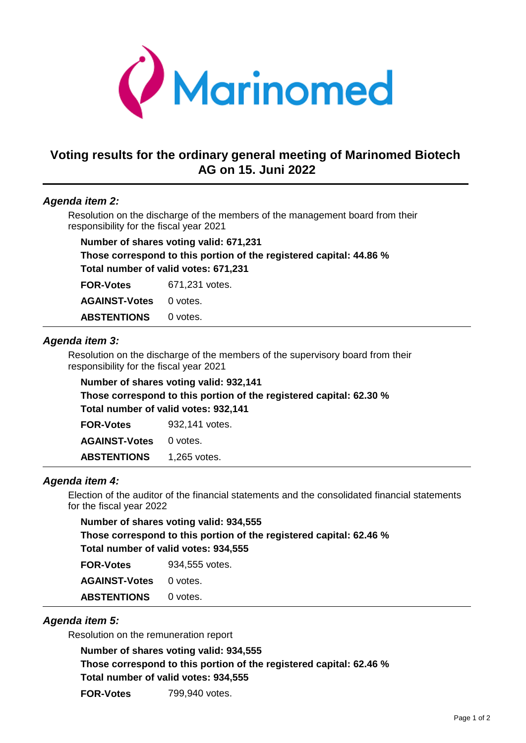Marinomed

# Voting results for the ordinary general meeting of Marinomed Biotech AG on 15. Juni 2022

---

### *Agenda item 2:*

Resolution on the discharge of the members of the management board from their responsibility for the fiscal year 2021

**Number of shares voting valid: 671,231**
**Those correspond to this portion of the registered capital: 44.86 %**
**Total number of valid votes: 671,231**

| | |
|---|---|
| **FOR-Votes** | 671,231 votes. |
| **AGAINST-Votes** | 0 votes. |
| **ABSTENTIONS** | 0 votes. |

---

### *Agenda item 3:*

Resolution on the discharge of the members of the supervisory board from their responsibility for the fiscal year 2021

**Number of shares voting valid: 932,141**
**Those correspond to this portion of the registered capital: 62.30 %**
**Total number of valid votes: 932,141**

| | |
|---|---|
| **FOR-Votes** | 932,141 votes. |
| **AGAINST-Votes** | 0 votes. |
| **ABSTENTIONS** | 1,265 votes. |

---

### *Agenda item 4:*

Election of the auditor of the financial statements and the consolidated financial statements for the fiscal year 2022

**Number of shares voting valid: 934,555**
**Those correspond to this portion of the registered capital: 62.46 %**
**Total number of valid votes: 934,555**

| | |
|---|---|
| **FOR-Votes** | 934,555 votes. |
| **AGAINST-Votes** | 0 votes. |
| **ABSTENTIONS** | 0 votes. |

---

### *Agenda item 5:*

Resolution on the remuneration report

**Number of shares voting valid: 934,555**
**Those correspond to this portion of the registered capital: 62.46 %**
**Total number of valid votes: 934,555**

| | |
|---|---|
| **FOR-Votes** | 799,940 votes. |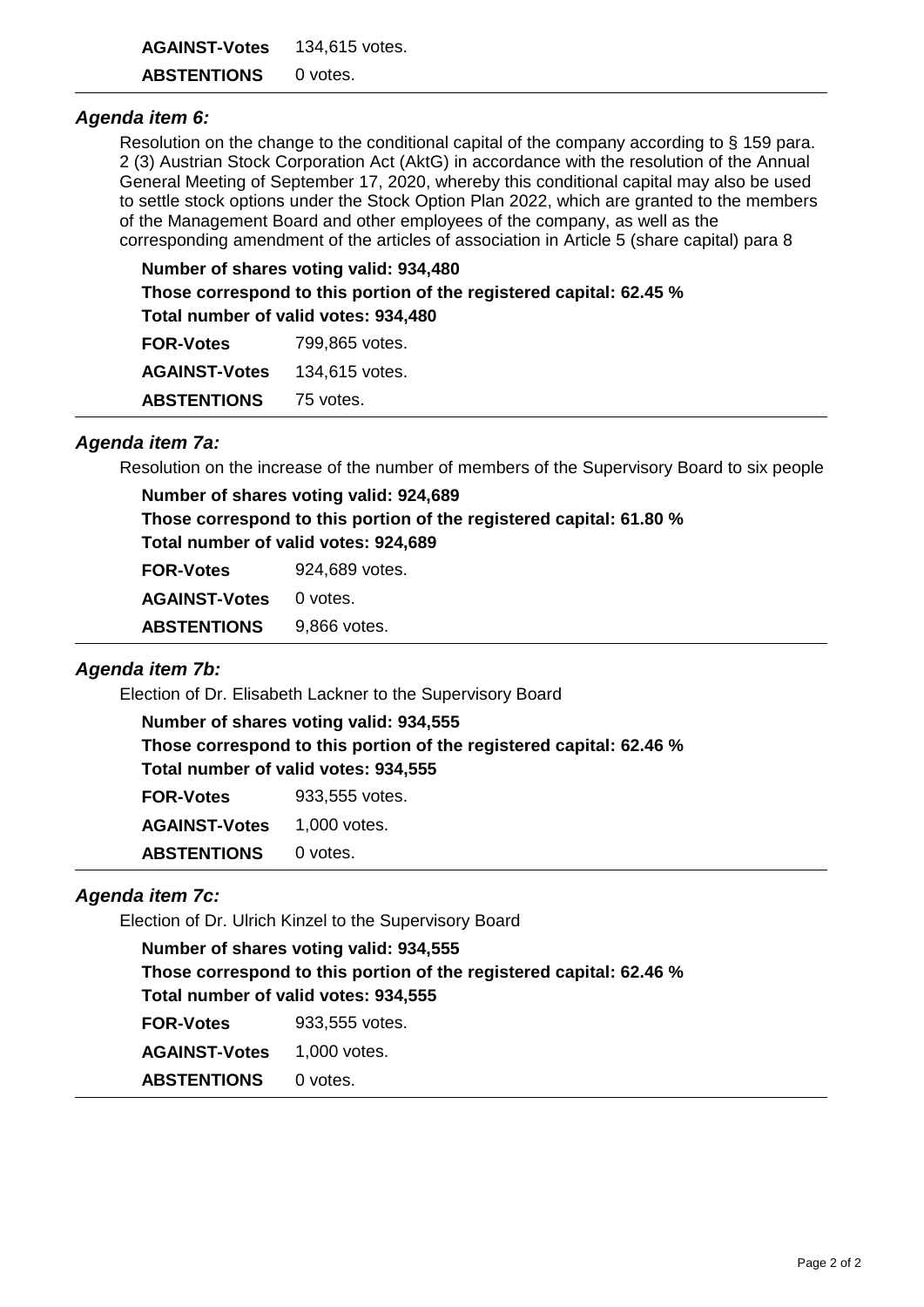| | |
|---|---|
| **AGAINST-Votes** | 134,615 votes. |
| **ABSTENTIONS** | 0 votes. |

### *Agenda item 6:*

Resolution on the change to the conditional capital of the company according to § 159 para. 2 (3) Austrian Stock Corporation Act (AktG) in accordance with the resolution of the Annual General Meeting of September 17, 2020, whereby this conditional capital may also be used to settle stock options under the Stock Option Plan 2022, which are granted to the members of the Management Board and other employees of the company, as well as the corresponding amendment of the articles of association in Article 5 (share capital) para 8

**Number of shares voting valid: 934,480**
**Those correspond to this portion of the registered capital: 62.45 %**
**Total number of valid votes: 934,480**

| | |
|---|---|
| **FOR-Votes** | 799,865 votes. |
| **AGAINST-Votes** | 134,615 votes. |
| **ABSTENTIONS** | 75 votes. |

### *Agenda item 7a:*

Resolution on the increase of the number of members of the Supervisory Board to six people

**Number of shares voting valid: 924,689**
**Those correspond to this portion of the registered capital: 61.80 %**
**Total number of valid votes: 924,689**

| | |
|---|---|
| **FOR-Votes** | 924,689 votes. |
| **AGAINST-Votes** | 0 votes. |
| **ABSTENTIONS** | 9,866 votes. |

### *Agenda item 7b:*

Election of Dr. Elisabeth Lackner to the Supervisory Board

**Number of shares voting valid: 934,555**
**Those correspond to this portion of the registered capital: 62.46 %**
**Total number of valid votes: 934,555**

| | |
|---|---|
| **FOR-Votes** | 933,555 votes. |
| **AGAINST-Votes** | 1,000 votes. |
| **ABSTENTIONS** | 0 votes. |

### *Agenda item 7c:*

Election of Dr. Ulrich Kinzel to the Supervisory Board

**Number of shares voting valid: 934,555**
**Those correspond to this portion of the registered capital: 62.46 %**
**Total number of valid votes: 934,555**

| | |
|---|---|
| **FOR-Votes** | 933,555 votes. |
| **AGAINST-Votes** | 1,000 votes. |
| **ABSTENTIONS** | 0 votes. |